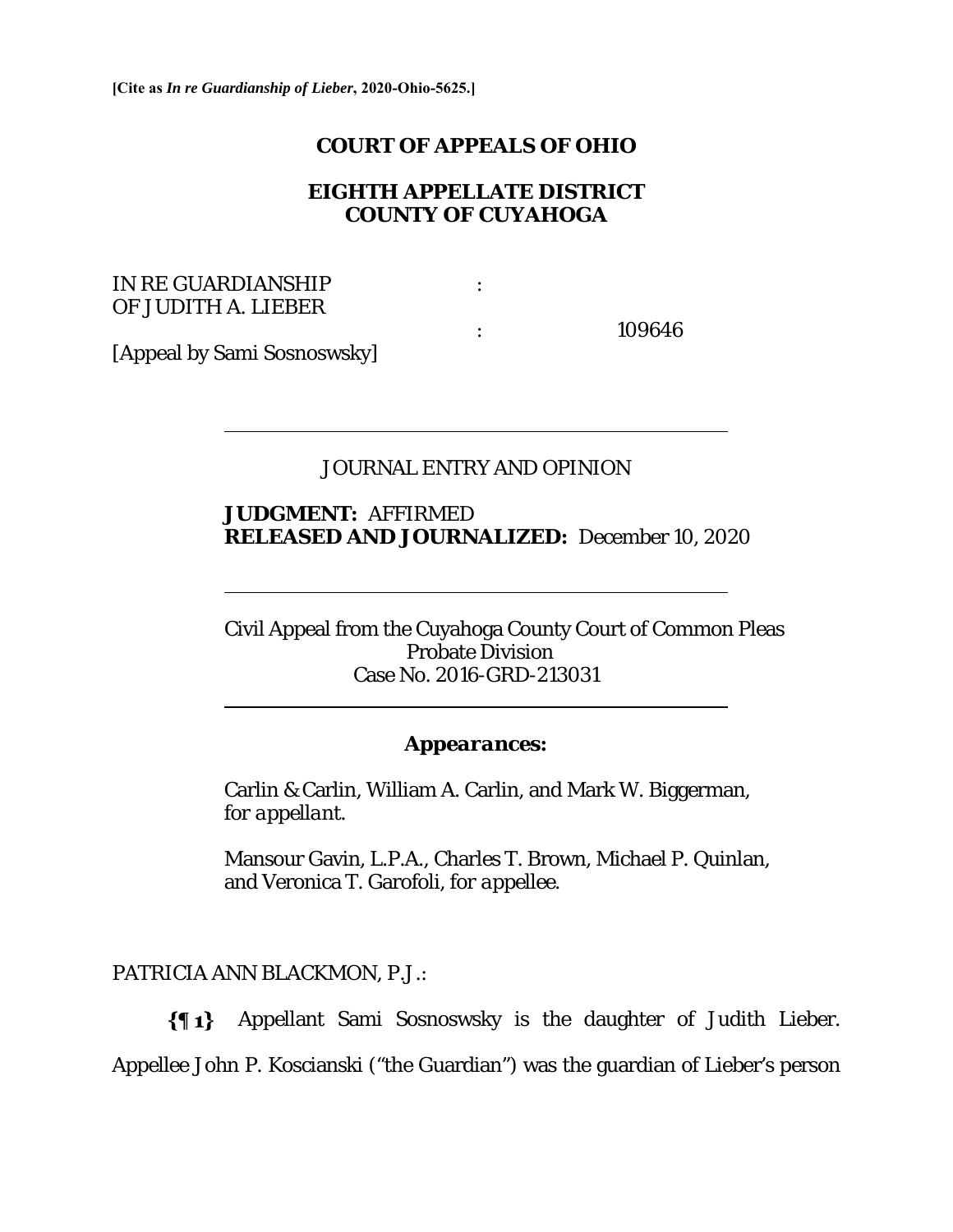**[Cite as *In re Guardianship of Lieber*, 2020-Ohio-5625.]**

# COURT OF APPEALS OF OHIO

## EIGHTH APPELLATE DISTRICT
## COUNTY OF CUYAHOGA

IN RE GUARDIANSHIP OF JUDITH A. LIEBER : 109646

[Appeal by Sami Sosnoswsky]

---

JOURNAL ENTRY AND OPINION

**JUDGMENT:** AFFIRMED
**RELEASED AND JOURNALIZED:** December 10, 2020

---

Civil Appeal from the Cuyahoga County Court of Common Pleas
Probate Division
Case No. 2016-GRD-213031

---

***Appearances:***

Carlin & Carlin, William A. Carlin, and Mark W. Biggerman, *for appellant*.

Mansour Gavin, L.P.A., Charles T. Brown, Michael P. Quinlan, and Veronica T. Garofoli, *for appellee*.

PATRICIA ANN BLACKMON, P.J.:

**{¶ 1}** Appellant Sami Sosnoswsky is the daughter of Judith Lieber. Appellee John P. Koscianski ("the Guardian") was the guardian of Lieber's person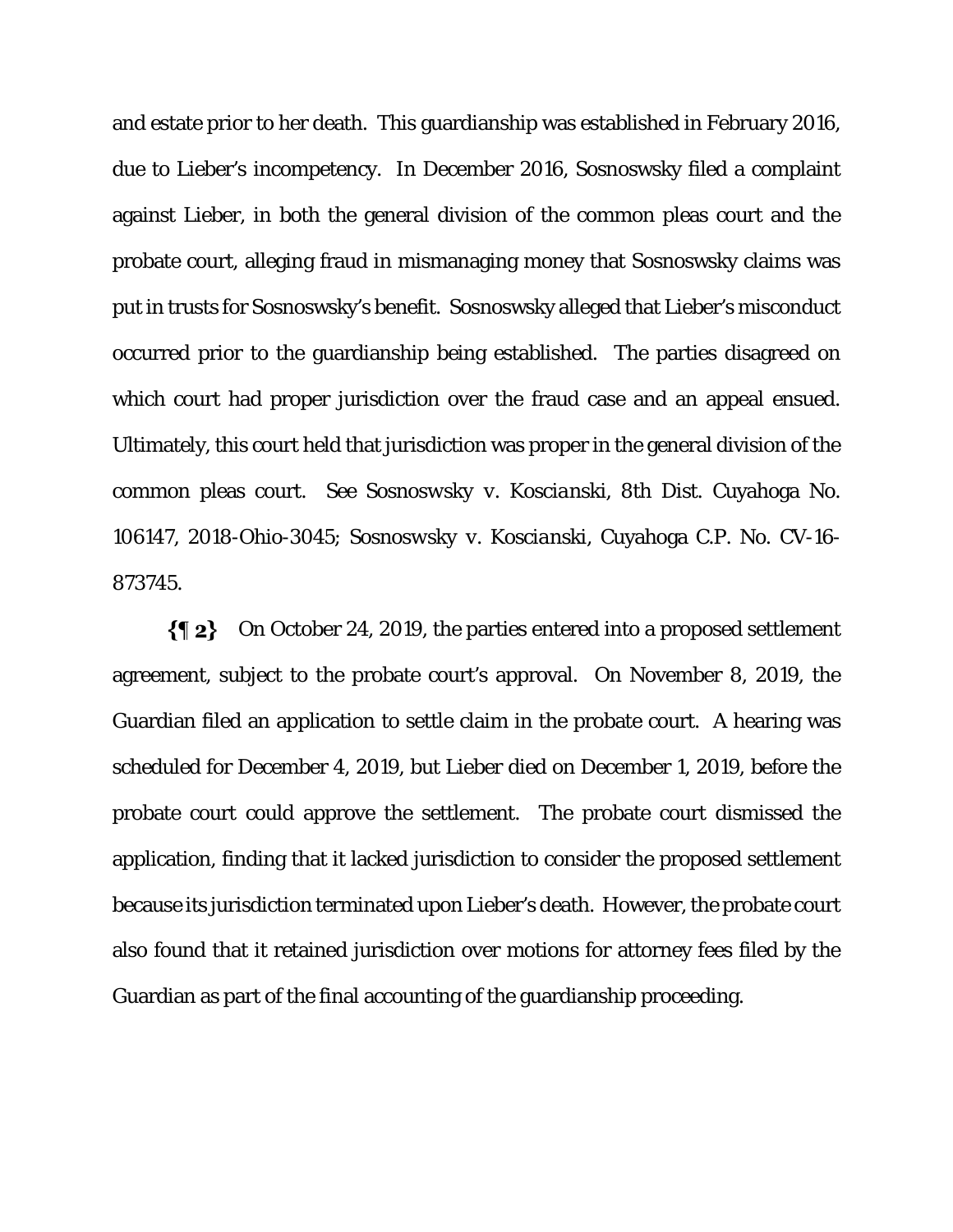and estate prior to her death. This guardianship was established in February 2016, due to Lieber's incompetency. In December 2016, Sosnoswsky filed a complaint against Lieber, in both the general division of the common pleas court and the probate court, alleging fraud in mismanaging money that Sosnoswsky claims was put in trusts for Sosnoswsky's benefit. Sosnoswsky alleged that Lieber's misconduct occurred prior to the guardianship being established. The parties disagreed on which court had proper jurisdiction over the fraud case and an appeal ensued. Ultimately, this court held that jurisdiction was proper in the general division of the common pleas court. See *Sosnoswsky v. Koscianski*, 8th Dist. Cuyahoga No. 106147, 2018-Ohio-3045; *Sosnoswsky v. Koscianski*, Cuyahoga C.P. No. CV-16-873745.

**{¶ 2}** On October 24, 2019, the parties entered into a proposed settlement agreement, subject to the probate court's approval. On November 8, 2019, the Guardian filed an application to settle claim in the probate court. A hearing was scheduled for December 4, 2019, but Lieber died on December 1, 2019, before the probate court could approve the settlement. The probate court dismissed the application, finding that it lacked jurisdiction to consider the proposed settlement because its jurisdiction terminated upon Lieber's death. However, the probate court also found that it retained jurisdiction over motions for attorney fees filed by the Guardian as part of the final accounting of the guardianship proceeding.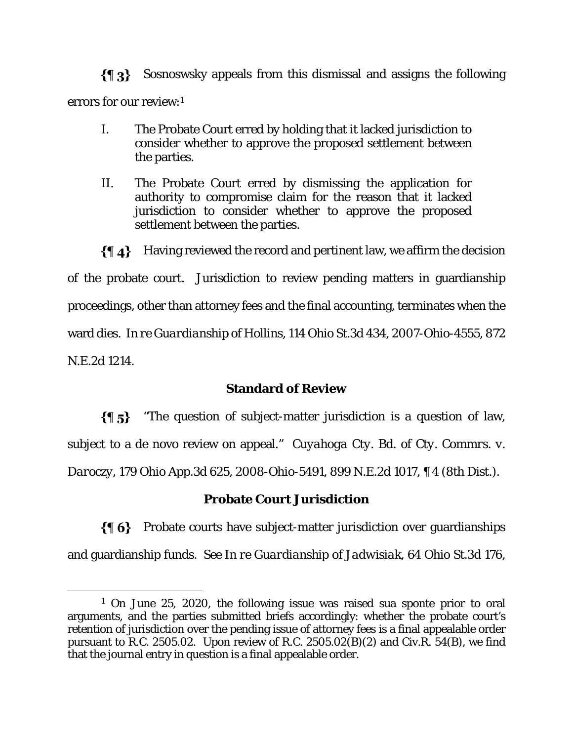**{¶ 3}** Sosnoswsky appeals from this dismissal and assigns the following errors for our review:[1]

> I. The Probate Court erred by holding that it lacked jurisdiction to consider whether to approve the proposed settlement between the parties.
>
> II. The Probate Court erred by dismissing the application for authority to compromise claim for the reason that it lacked jurisdiction to consider whether to approve the proposed settlement between the parties.

**{¶ 4}** Having reviewed the record and pertinent law, we affirm the decision of the probate court. Jurisdiction to review pending matters in guardianship proceedings, other than attorney fees and the final accounting, terminates when the ward dies. *In re Guardianship of Hollins*, 114 Ohio St.3d 434, 2007-Ohio-4555, 872 N.E.2d 1214.

## Standard of Review

**{¶ 5}** "The question of subject-matter jurisdiction is a question of law, subject to a de novo review on appeal." *Cuyahoga Cty. Bd. of Cty. Commrs. v. Daroczy*, 179 Ohio App.3d 625, 2008-Ohio-5491, 899 N.E.2d 1017, ¶ 4 (8th Dist.).

## Probate Court Jurisdiction

**{¶ 6}** Probate courts have subject-matter jurisdiction over guardianships and guardianship funds. See *In re Guardianship of Jadwisiak*, 64 Ohio St.3d 176,

---

[1] On June 25, 2020, the following issue was raised sua sponte prior to oral arguments, and the parties submitted briefs accordingly: whether the probate court's retention of jurisdiction over the pending issue of attorney fees is a final appealable order pursuant to R.C. 2505.02. Upon review of R.C. 2505.02(B)(2) and Civ.R. 54(B), we find that the journal entry in question is a final appealable order.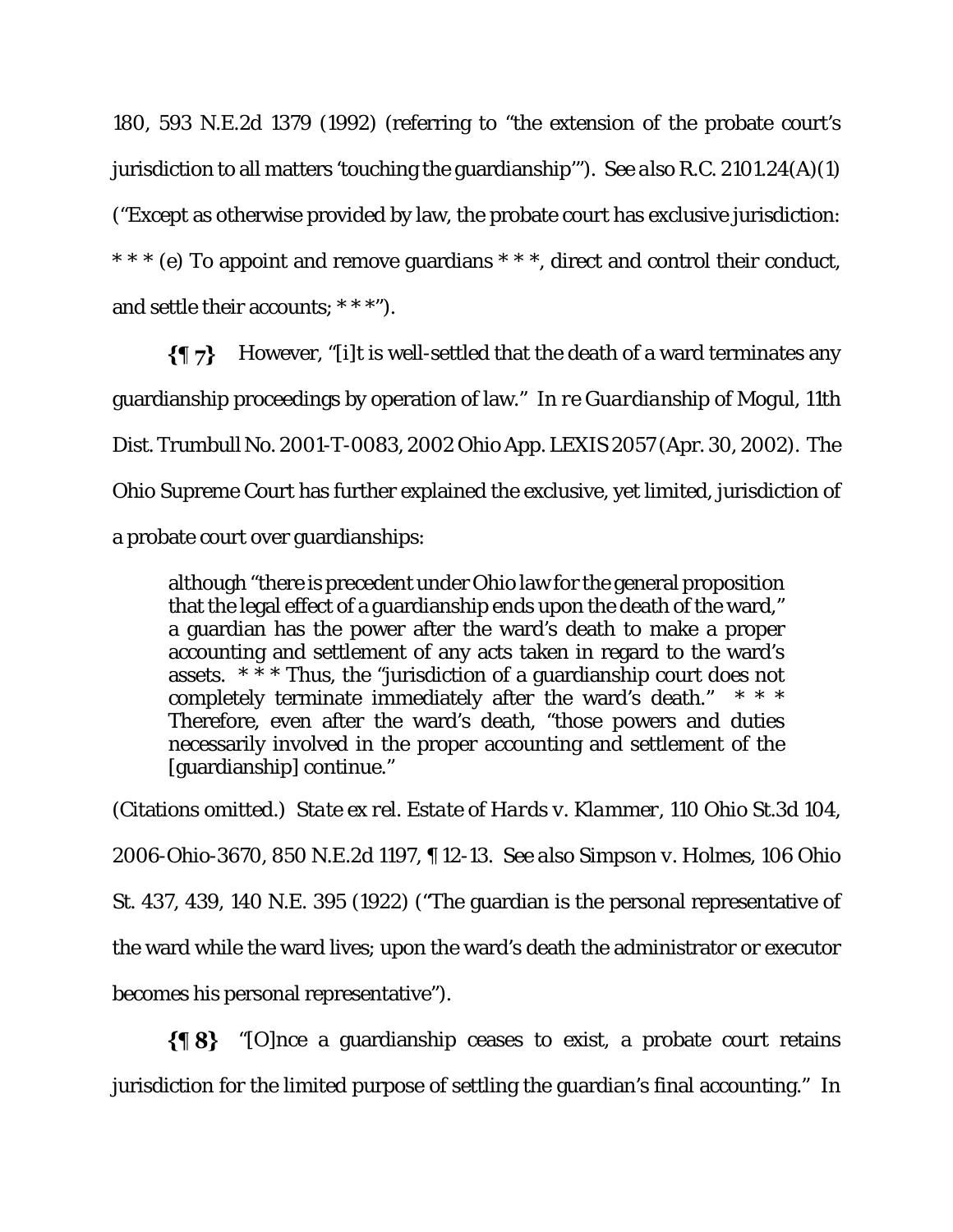180, 593 N.E.2d 1379 (1992) (referring to "the extension of the probate court's jurisdiction to all matters 'touching the guardianship'"). *See also* R.C. 2101.24(A)(1) ("Except as otherwise provided by law, the probate court has exclusive jurisdiction: * * * (e) To appoint and remove guardians * * *, direct and control their conduct, and settle their accounts; * * *").

**{¶ 7}** However, "[i]t is well-settled that the death of a ward terminates any guardianship proceedings by operation of law." *In re Guardianship of Mogul*, 11th Dist. Trumbull No. 2001-T-0083, 2002 Ohio App. LEXIS 2057 (Apr. 30, 2002). The Ohio Supreme Court has further explained the exclusive, yet limited, jurisdiction of a probate court over guardianships:

> although "there is precedent under Ohio law for the general proposition that the legal effect of a guardianship ends upon the death of the ward," a guardian has the power after the ward's death to make a proper accounting and settlement of any acts taken in regard to the ward's assets. * * * Thus, the "jurisdiction of a guardianship court does not completely terminate immediately after the ward's death." * * * Therefore, even after the ward's death, "those powers and duties necessarily involved in the proper accounting and settlement of the [guardianship] continue."

(Citations omitted.) *State ex rel. Estate of Hards v. Klammer*, 110 Ohio St.3d 104, 2006-Ohio-3670, 850 N.E.2d 1197, ¶ 12-13. *See also Simpson v. Holmes*, 106 Ohio St. 437, 439, 140 N.E. 395 (1922) ("The guardian is the personal representative of the ward while the ward lives; upon the ward's death the administrator or executor becomes his personal representative").

**{¶ 8}** "[O]nce a guardianship ceases to exist, a probate court retains jurisdiction for the limited purpose of settling the guardian's final accounting." In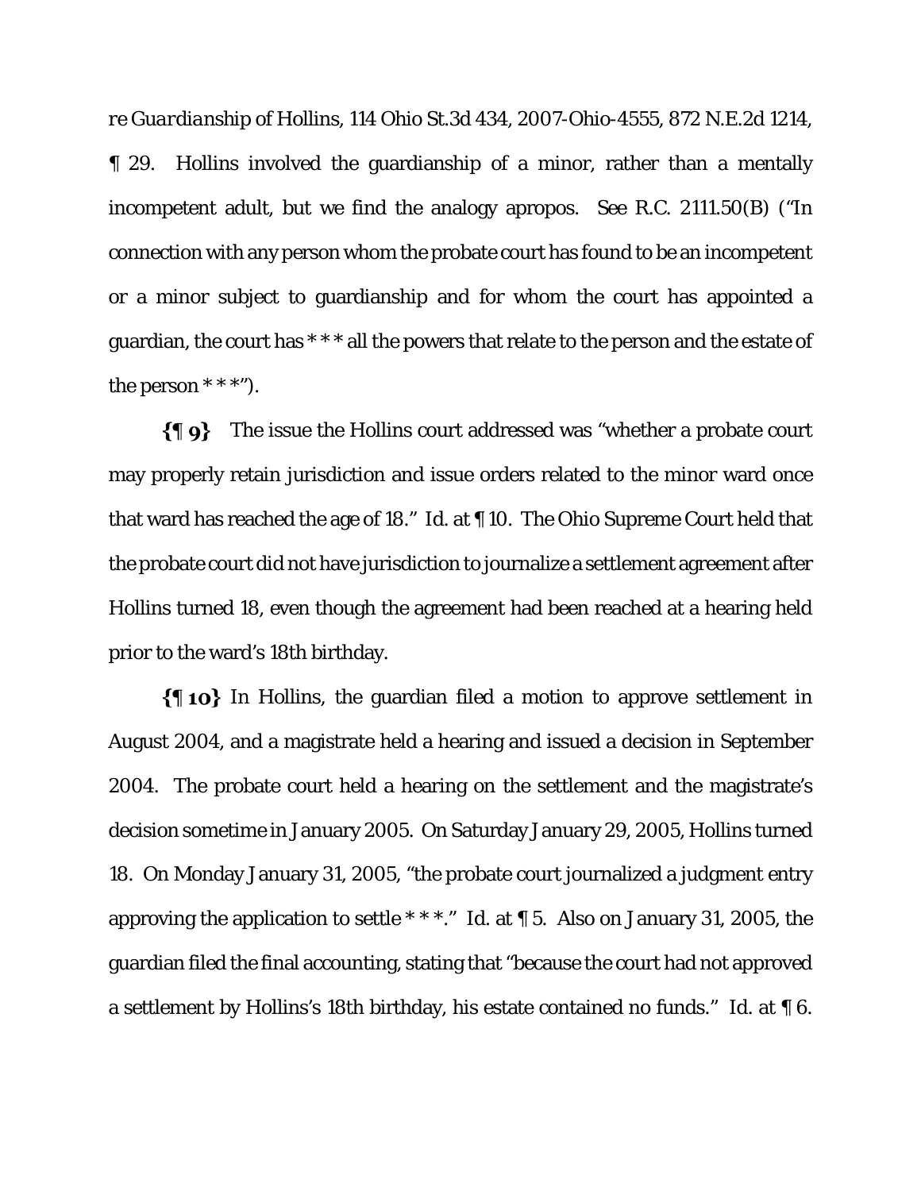*re Guardianship of Hollins*, 114 Ohio St.3d 434, 2007-Ohio-4555, 872 N.E.2d 1214, ¶ 29. Hollins involved the guardianship of a minor, rather than a mentally incompetent adult, but we find the analogy apropos. See R.C. 2111.50(B) ("In connection with any person whom the probate court has found to be an incompetent or a minor subject to guardianship and for whom the court has appointed a guardian, the court has * * * all the powers that relate to the person and the estate of the person * * *").

**{¶ 9}** The issue the Hollins court addressed was "whether a probate court may properly retain jurisdiction and issue orders related to the minor ward once that ward has reached the age of 18." Id. at ¶ 10. The Ohio Supreme Court held that the probate court did not have jurisdiction to journalize a settlement agreement after Hollins turned 18, even though the agreement had been reached at a hearing held prior to the ward's 18th birthday.

**{¶ 10}** In Hollins, the guardian filed a motion to approve settlement in August 2004, and a magistrate held a hearing and issued a decision in September 2004. The probate court held a hearing on the settlement and the magistrate's decision sometime in January 2005. On Saturday January 29, 2005, Hollins turned 18. On Monday January 31, 2005, "the probate court journalized a judgment entry approving the application to settle * * *." Id. at ¶ 5. Also on January 31, 2005, the guardian filed the final accounting, stating that "because the court had not approved a settlement by Hollins's 18th birthday, his estate contained no funds." Id. at ¶ 6.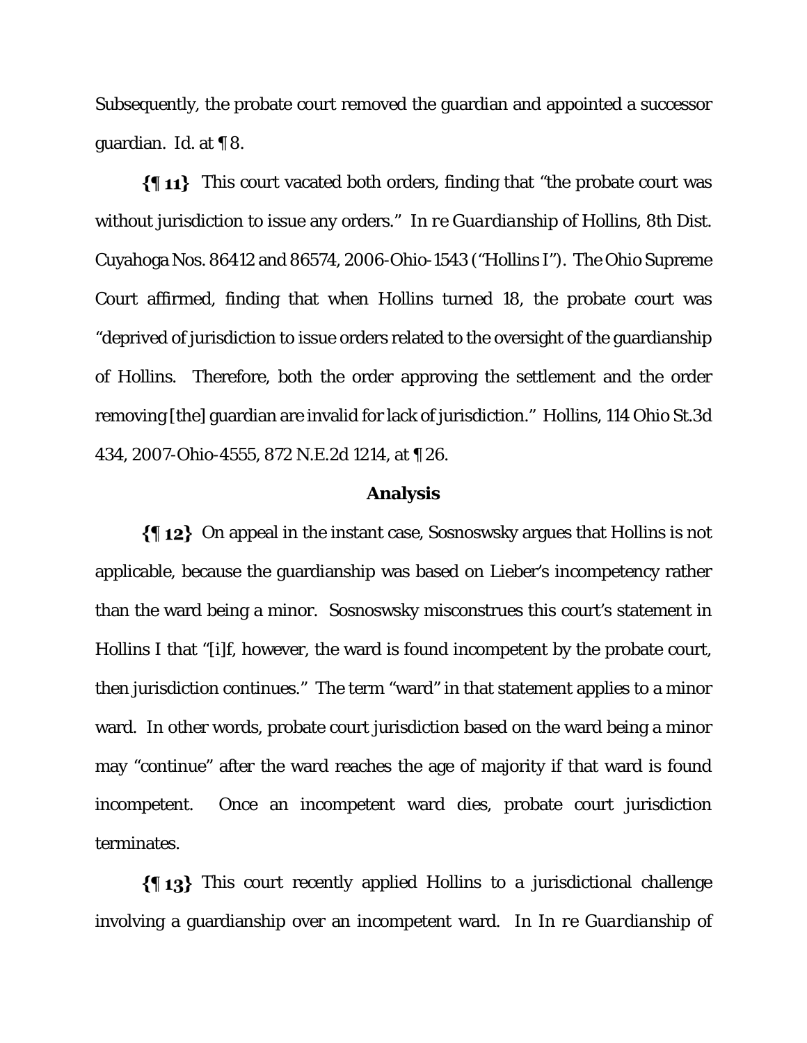Subsequently, the probate court removed the guardian and appointed a successor guardian. *Id.* at ¶ 8.

**{¶ 11}** This court vacated both orders, finding that "the probate court was without jurisdiction to issue any orders." *In re Guardianship of Hollins*, 8th Dist. Cuyahoga Nos. 86412 and 86574, 2006-Ohio-1543 ("*Hollins I*"). The Ohio Supreme Court affirmed, finding that when Hollins turned 18, the probate court was "deprived of jurisdiction to issue orders related to the oversight of the guardianship of Hollins. Therefore, both the order approving the settlement and the order removing [the] guardian are invalid for lack of jurisdiction." *Hollins*, 114 Ohio St.3d 434, 2007-Ohio-4555, 872 N.E.2d 1214, at ¶ 26.

**Analysis**

**{¶ 12}** On appeal in the instant case, Sosnoswsky argues that *Hollins* is not applicable, because the guardianship was based on Lieber's incompetency rather than the ward being a minor. Sosnoswsky misconstrues this court's statement in *Hollins I* that "[i]f, however, the ward is found incompetent by the probate court, then jurisdiction continues." The term "ward" in that statement applies to a minor ward. In other words, probate court jurisdiction based on the ward being a minor may "continue" after the ward reaches the age of majority if that ward is found incompetent. Once an incompetent ward dies, probate court jurisdiction terminates.

**{¶ 13}** This court recently applied *Hollins* to a jurisdictional challenge involving a guardianship over an incompetent ward. In *In re Guardianship of*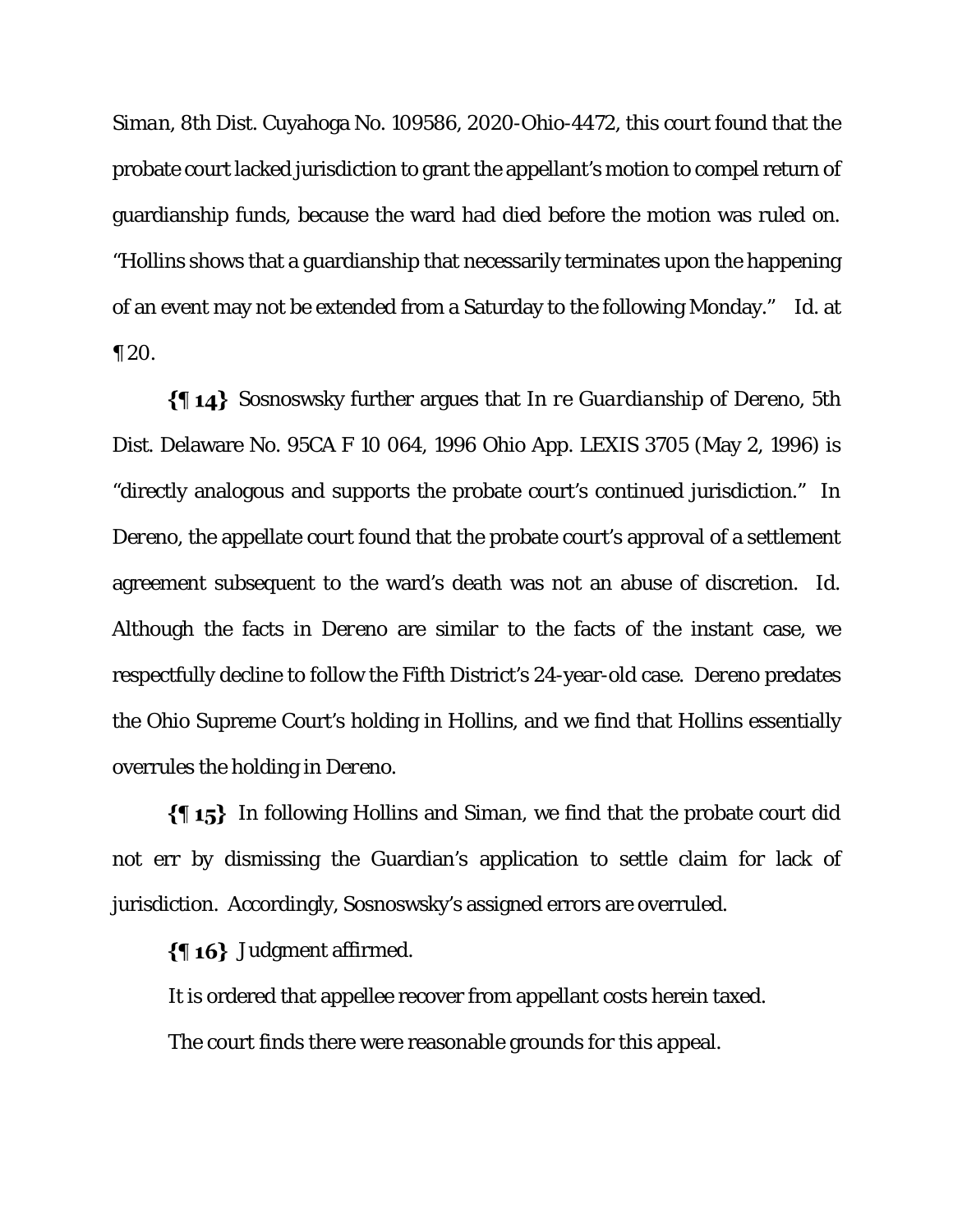*Siman*, 8th Dist. Cuyahoga No. 109586, 2020-Ohio-4472, this court found that the probate court lacked jurisdiction to grant the appellant's motion to compel return of guardianship funds, because the ward had died before the motion was ruled on. "Hollins shows that a guardianship that necessarily terminates upon the happening of an event may not be extended from a Saturday to the following Monday." *Id.* at ¶ 20.

**{¶ 14}** Sosnoswsky further argues that *In re Guardianship of Dereno*, 5th Dist. Delaware No. 95CA F 10 064, 1996 Ohio App. LEXIS 3705 (May 2, 1996) is "directly analogous and supports the probate court's continued jurisdiction." In *Dereno*, the appellate court found that the probate court's approval of a settlement agreement subsequent to the ward's death was not an abuse of discretion. *Id.* Although the facts in *Dereno* are similar to the facts of the instant case, we respectfully decline to follow the Fifth District's 24-year-old case. Dereno predates the Ohio Supreme Court's holding in Hollins, and we find that Hollins essentially overrules the holding in *Dereno*.

**{¶ 15}** In following Hollins and *Siman*, we find that the probate court did not err by dismissing the Guardian's application to settle claim for lack of jurisdiction. Accordingly, Sosnoswsky's assigned errors are overruled.

**{¶ 16}** Judgment affirmed.

It is ordered that appellee recover from appellant costs herein taxed.

The court finds there were reasonable grounds for this appeal.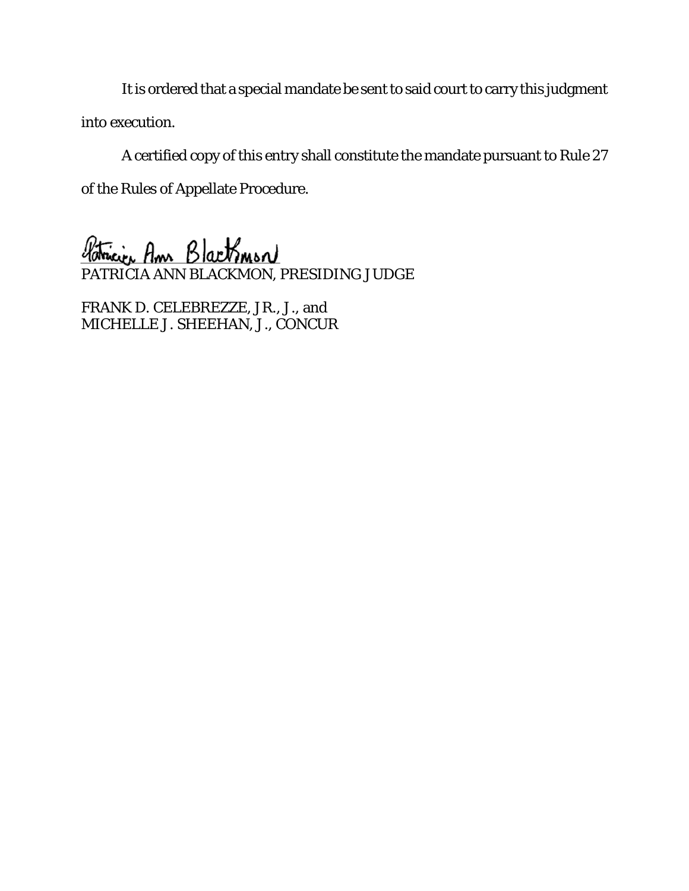It is ordered that a special mandate be sent to said court to carry this judgment into execution.

A certified copy of this entry shall constitute the mandate pursuant to Rule 27 of the Rules of Appellate Procedure.

Patricia Ann Blackmon
PATRICIA ANN BLACKMON, PRESIDING JUDGE

FRANK D. CELEBREZZE, JR., J., and
MICHELLE J. SHEEHAN, J., CONCUR